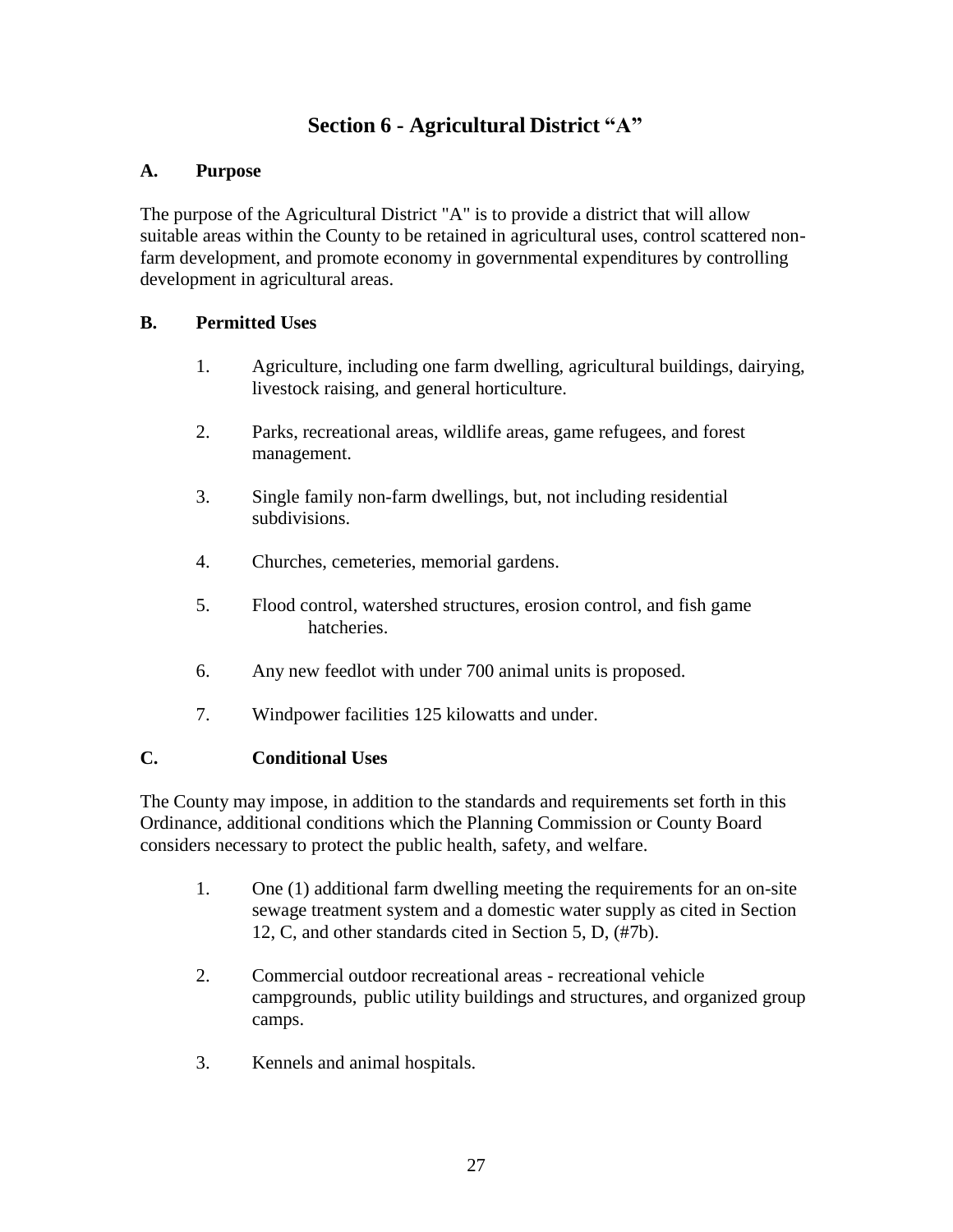# Section 6 - Agricultural District "A"

## A. Purpose

The purpose of the Agricultural District "A" is to provide a district that will allow suitable areas within the County to be retained in agricultural uses, control scattered non-farm development, and promote economy in governmental expenditures by controlling development in agricultural areas.

## B. Permitted Uses

1. Agriculture, including one farm dwelling, agricultural buildings, dairying, livestock raising, and general horticulture.

2. Parks, recreational areas, wildlife areas, game refugees, and forest management.

3. Single family non-farm dwellings, but, not including residential subdivisions.

4. Churches, cemeteries, memorial gardens.

5. Flood control, watershed structures, erosion control, and fish game hatcheries.

6. Any new feedlot with under 700 animal units is proposed.

7. Windpower facilities 125 kilowatts and under.

## C. Conditional Uses

The County may impose, in addition to the standards and requirements set forth in this Ordinance, additional conditions which the Planning Commission or County Board considers necessary to protect the public health, safety, and welfare.

1. One (1) additional farm dwelling meeting the requirements for an on-site sewage treatment system and a domestic water supply as cited in Section 12, C, and other standards cited in Section 5, D, (#7b).

2. Commercial outdoor recreational areas - recreational vehicle campgrounds, public utility buildings and structures, and organized group camps.

3. Kennels and animal hospitals.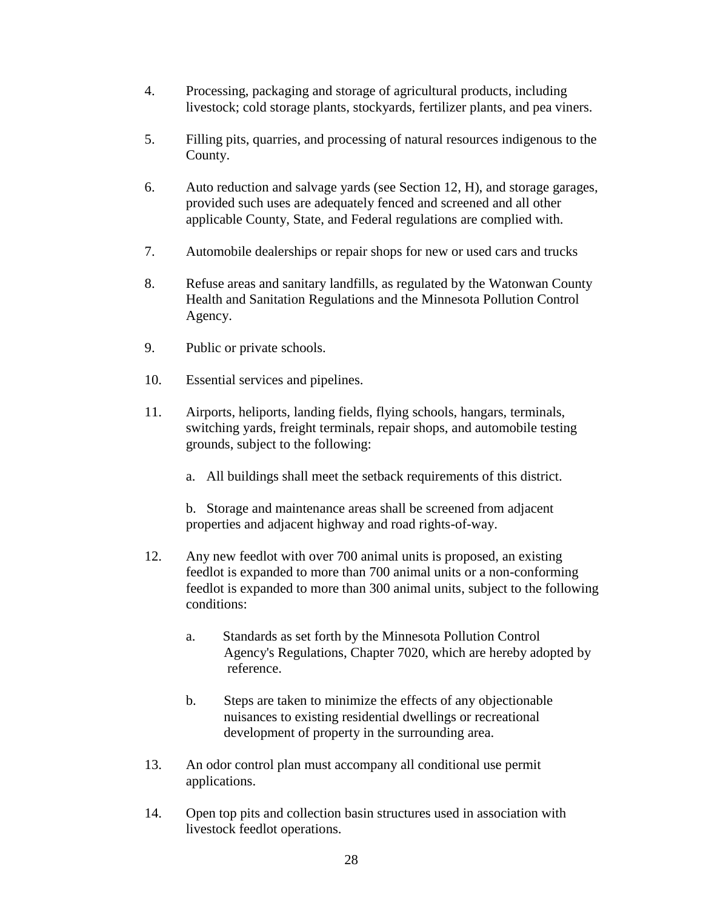4. Processing, packaging and storage of agricultural products, including livestock; cold storage plants, stockyards, fertilizer plants, and pea viners.

5. Filling pits, quarries, and processing of natural resources indigenous to the County.

6. Auto reduction and salvage yards (see Section 12, H), and storage garages, provided such uses are adequately fenced and screened and all other applicable County, State, and Federal regulations are complied with.

7. Automobile dealerships or repair shops for new or used cars and trucks

8. Refuse areas and sanitary landfills, as regulated by the Watonwan County Health and Sanitation Regulations and the Minnesota Pollution Control Agency.

9. Public or private schools.

10. Essential services and pipelines.

11. Airports, heliports, landing fields, flying schools, hangars, terminals, switching yards, freight terminals, repair shops, and automobile testing grounds, subject to the following:

    a. All buildings shall meet the setback requirements of this district.

    b. Storage and maintenance areas shall be screened from adjacent properties and adjacent highway and road rights-of-way.

12. Any new feedlot with over 700 animal units is proposed, an existing feedlot is expanded to more than 700 animal units or a non-conforming feedlot is expanded to more than 300 animal units, subject to the following conditions:

    a. Standards as set forth by the Minnesota Pollution Control Agency's Regulations, Chapter 7020, which are hereby adopted by reference.

    b. Steps are taken to minimize the effects of any objectionable nuisances to existing residential dwellings or recreational development of property in the surrounding area.

13. An odor control plan must accompany all conditional use permit applications.

14. Open top pits and collection basin structures used in association with livestock feedlot operations.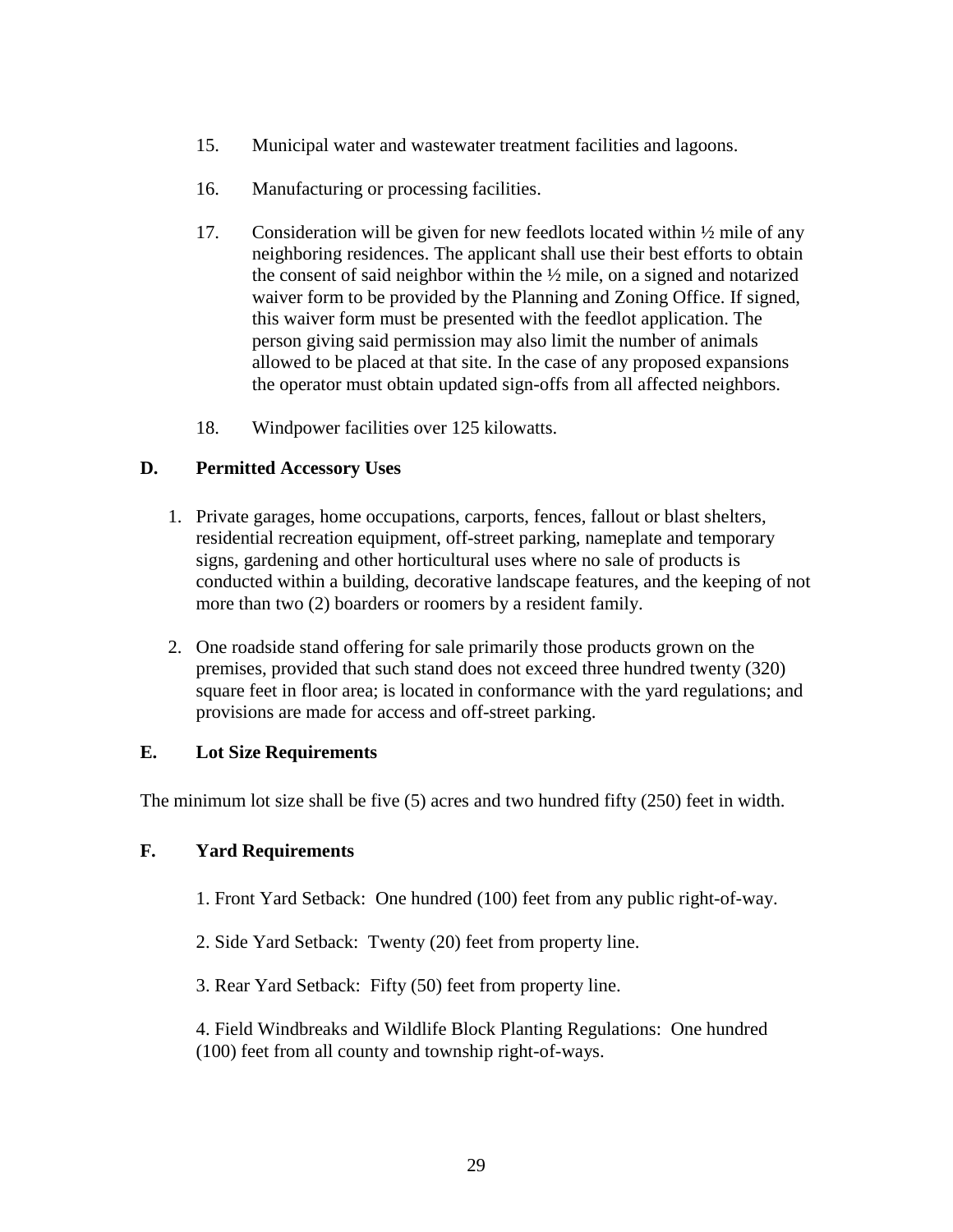15. Municipal water and wastewater treatment facilities and lagoons.

16. Manufacturing or processing facilities.

17. Consideration will be given for new feedlots located within ½ mile of any neighboring residences. The applicant shall use their best efforts to obtain the consent of said neighbor within the ½ mile, on a signed and notarized waiver form to be provided by the Planning and Zoning Office. If signed, this waiver form must be presented with the feedlot application. The person giving said permission may also limit the number of animals allowed to be placed at that site. In the case of any proposed expansions the operator must obtain updated sign-offs from all affected neighbors.

18. Windpower facilities over 125 kilowatts.

## D. Permitted Accessory Uses

1. Private garages, home occupations, carports, fences, fallout or blast shelters, residential recreation equipment, off-street parking, nameplate and temporary signs, gardening and other horticultural uses where no sale of products is conducted within a building, decorative landscape features, and the keeping of not more than two (2) boarders or roomers by a resident family.

2. One roadside stand offering for sale primarily those products grown on the premises, provided that such stand does not exceed three hundred twenty (320) square feet in floor area; is located in conformance with the yard regulations; and provisions are made for access and off-street parking.

## E. Lot Size Requirements

The minimum lot size shall be five (5) acres and two hundred fifty (250) feet in width.

## F. Yard Requirements

1. Front Yard Setback: One hundred (100) feet from any public right-of-way.

2. Side Yard Setback: Twenty (20) feet from property line.

3. Rear Yard Setback: Fifty (50) feet from property line.

4. Field Windbreaks and Wildlife Block Planting Regulations: One hundred (100) feet from all county and township right-of-ways.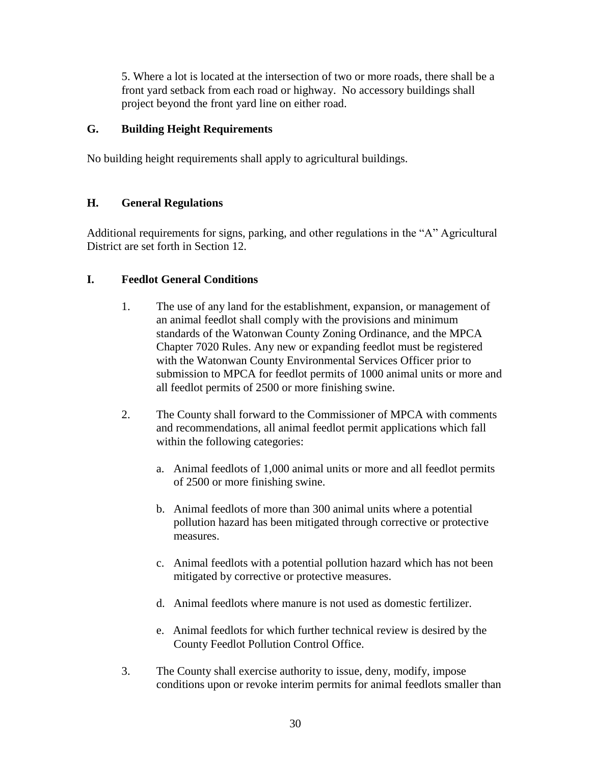5. Where a lot is located at the intersection of two or more roads, there shall be a front yard setback from each road or highway. No accessory buildings shall project beyond the front yard line on either road.

## G. Building Height Requirements

No building height requirements shall apply to agricultural buildings.

## H. General Regulations

Additional requirements for signs, parking, and other regulations in the "A" Agricultural District are set forth in Section 12.

## I. Feedlot General Conditions

1. The use of any land for the establishment, expansion, or management of an animal feedlot shall comply with the provisions and minimum standards of the Watonwan County Zoning Ordinance, and the MPCA Chapter 7020 Rules. Any new or expanding feedlot must be registered with the Watonwan County Environmental Services Officer prior to submission to MPCA for feedlot permits of 1000 animal units or more and all feedlot permits of 2500 or more finishing swine.

2. The County shall forward to the Commissioner of MPCA with comments and recommendations, all animal feedlot permit applications which fall within the following categories:

   a. Animal feedlots of 1,000 animal units or more and all feedlot permits of 2500 or more finishing swine.

   b. Animal feedlots of more than 300 animal units where a potential pollution hazard has been mitigated through corrective or protective measures.

   c. Animal feedlots with a potential pollution hazard which has not been mitigated by corrective or protective measures.

   d. Animal feedlots where manure is not used as domestic fertilizer.

   e. Animal feedlots for which further technical review is desired by the County Feedlot Pollution Control Office.

3. The County shall exercise authority to issue, deny, modify, impose conditions upon or revoke interim permits for animal feedlots smaller than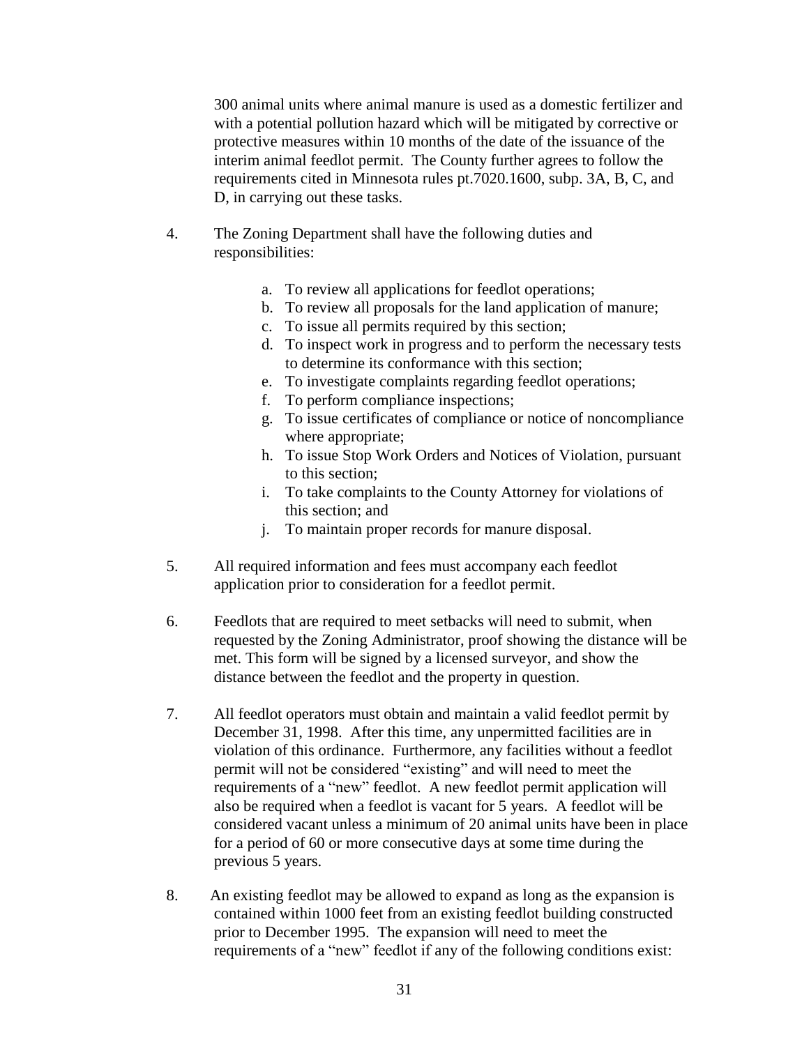300 animal units where animal manure is used as a domestic fertilizer and with a potential pollution hazard which will be mitigated by corrective or protective measures within 10 months of the date of the issuance of the interim animal feedlot permit. The County further agrees to follow the requirements cited in Minnesota rules pt.7020.1600, subp. 3A, B, C, and D, in carrying out these tasks.

4. The Zoning Department shall have the following duties and responsibilities:

   a. To review all applications for feedlot operations;
   b. To review all proposals for the land application of manure;
   c. To issue all permits required by this section;
   d. To inspect work in progress and to perform the necessary tests to determine its conformance with this section;
   e. To investigate complaints regarding feedlot operations;
   f. To perform compliance inspections;
   g. To issue certificates of compliance or notice of noncompliance where appropriate;
   h. To issue Stop Work Orders and Notices of Violation, pursuant to this section;
   i. To take complaints to the County Attorney for violations of this section; and
   j. To maintain proper records for manure disposal.

5. All required information and fees must accompany each feedlot application prior to consideration for a feedlot permit.

6. Feedlots that are required to meet setbacks will need to submit, when requested by the Zoning Administrator, proof showing the distance will be met. This form will be signed by a licensed surveyor, and show the distance between the feedlot and the property in question.

7. All feedlot operators must obtain and maintain a valid feedlot permit by December 31, 1998. After this time, any unpermitted facilities are in violation of this ordinance. Furthermore, any facilities without a feedlot permit will not be considered "existing" and will need to meet the requirements of a "new" feedlot. A new feedlot permit application will also be required when a feedlot is vacant for 5 years. A feedlot will be considered vacant unless a minimum of 20 animal units have been in place for a period of 60 or more consecutive days at some time during the previous 5 years.

8. An existing feedlot may be allowed to expand as long as the expansion is contained within 1000 feet from an existing feedlot building constructed prior to December 1995. The expansion will need to meet the requirements of a "new" feedlot if any of the following conditions exist: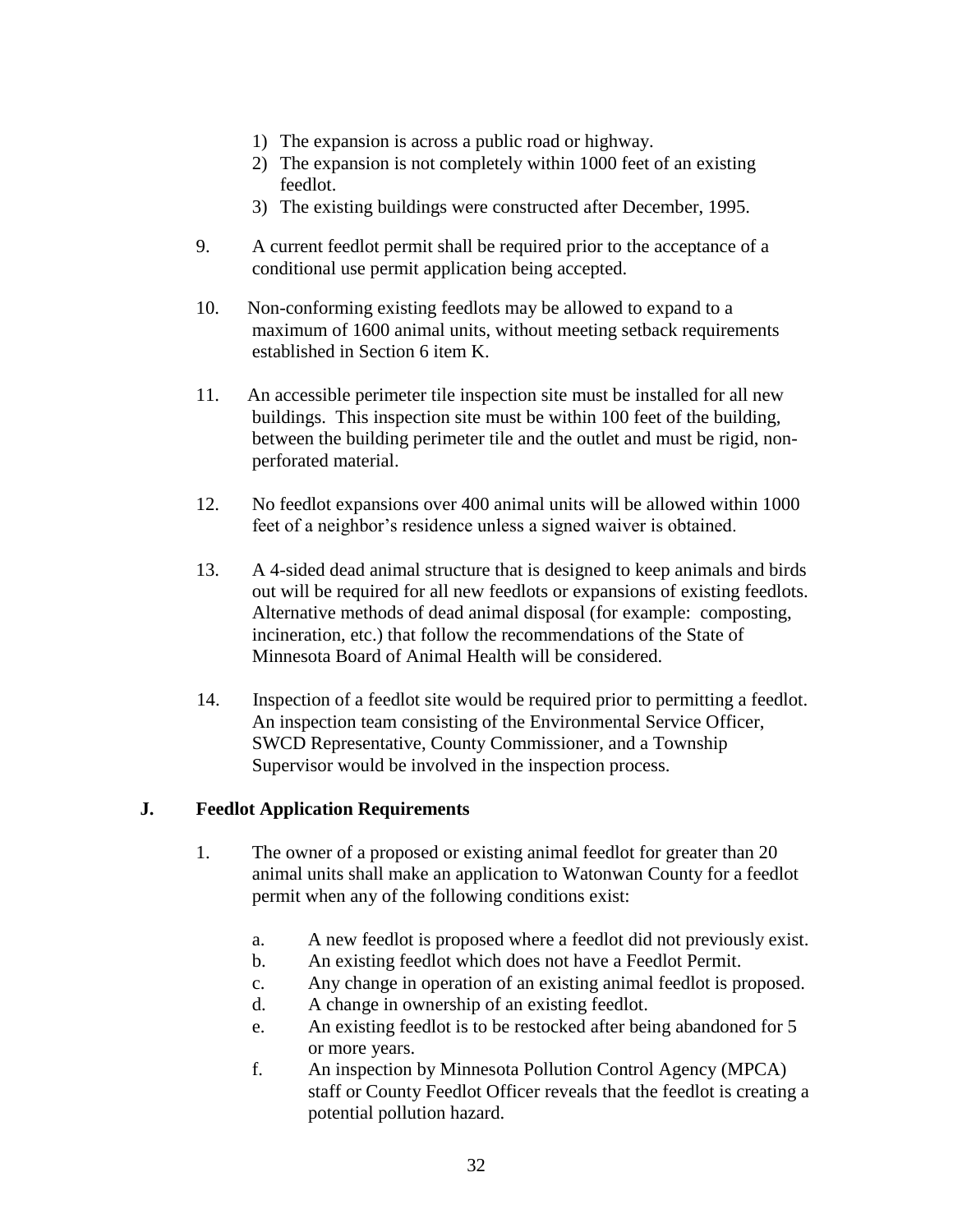1) The expansion is across a public road or highway.
2) The expansion is not completely within 1000 feet of an existing feedlot.
3) The existing buildings were constructed after December, 1995.

9. A current feedlot permit shall be required prior to the acceptance of a conditional use permit application being accepted.

10. Non-conforming existing feedlots may be allowed to expand to a maximum of 1600 animal units, without meeting setback requirements established in Section 6 item K.

11. An accessible perimeter tile inspection site must be installed for all new buildings. This inspection site must be within 100 feet of the building, between the building perimeter tile and the outlet and must be rigid, non-perforated material.

12. No feedlot expansions over 400 animal units will be allowed within 1000 feet of a neighbor's residence unless a signed waiver is obtained.

13. A 4-sided dead animal structure that is designed to keep animals and birds out will be required for all new feedlots or expansions of existing feedlots. Alternative methods of dead animal disposal (for example: composting, incineration, etc.) that follow the recommendations of the State of Minnesota Board of Animal Health will be considered.

14. Inspection of a feedlot site would be required prior to permitting a feedlot. An inspection team consisting of the Environmental Service Officer, SWCD Representative, County Commissioner, and a Township Supervisor would be involved in the inspection process.

### J. Feedlot Application Requirements

1. The owner of a proposed or existing animal feedlot for greater than 20 animal units shall make an application to Watonwan County for a feedlot permit when any of the following conditions exist:

   a. A new feedlot is proposed where a feedlot did not previously exist.
   b. An existing feedlot which does not have a Feedlot Permit.
   c. Any change in operation of an existing animal feedlot is proposed.
   d. A change in ownership of an existing feedlot.
   e. An existing feedlot is to be restocked after being abandoned for 5 or more years.
   f. An inspection by Minnesota Pollution Control Agency (MPCA) staff or County Feedlot Officer reveals that the feedlot is creating a potential pollution hazard.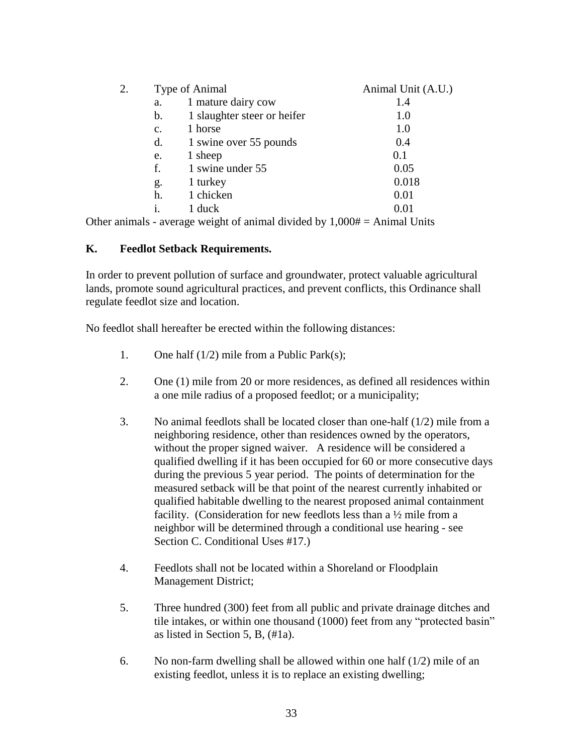2. Type of Animal

| | Type of Animal | Animal Unit (A.U.) |
|---|---|---|
| a. | 1 mature dairy cow | 1.4 |
| b. | 1 slaughter steer or heifer | 1.0 |
| c. | 1 horse | 1.0 |
| d. | 1 swine over 55 pounds | 0.4 |
| e. | 1 sheep | 0.1 |
| f. | 1 swine under 55 | 0.05 |
| g. | 1 turkey | 0.018 |
| h. | 1 chicken | 0.01 |
| i. | 1 duck | 0.01 |

Other animals - average weight of animal divided by 1,000# = Animal Units

**K. Feedlot Setback Requirements.**

In order to prevent pollution of surface and groundwater, protect valuable agricultural lands, promote sound agricultural practices, and prevent conflicts, this Ordinance shall regulate feedlot size and location.

No feedlot shall hereafter be erected within the following distances:

1. One half (1/2) mile from a Public Park(s);

2. One (1) mile from 20 or more residences, as defined all residences within a one mile radius of a proposed feedlot; or a municipality;

3. No animal feedlots shall be located closer than one-half (1/2) mile from a neighboring residence, other than residences owned by the operators, without the proper signed waiver. A residence will be considered a qualified dwelling if it has been occupied for 60 or more consecutive days during the previous 5 year period. The points of determination for the measured setback will be that point of the nearest currently inhabited or qualified habitable dwelling to the nearest proposed animal containment facility. (Consideration for new feedlots less than a ½ mile from a neighbor will be determined through a conditional use hearing - see Section C. Conditional Uses #17.)

4. Feedlots shall not be located within a Shoreland or Floodplain Management District;

5. Three hundred (300) feet from all public and private drainage ditches and tile intakes, or within one thousand (1000) feet from any "protected basin" as listed in Section 5, B, (#1a).

6. No non-farm dwelling shall be allowed within one half (1/2) mile of an existing feedlot, unless it is to replace an existing dwelling;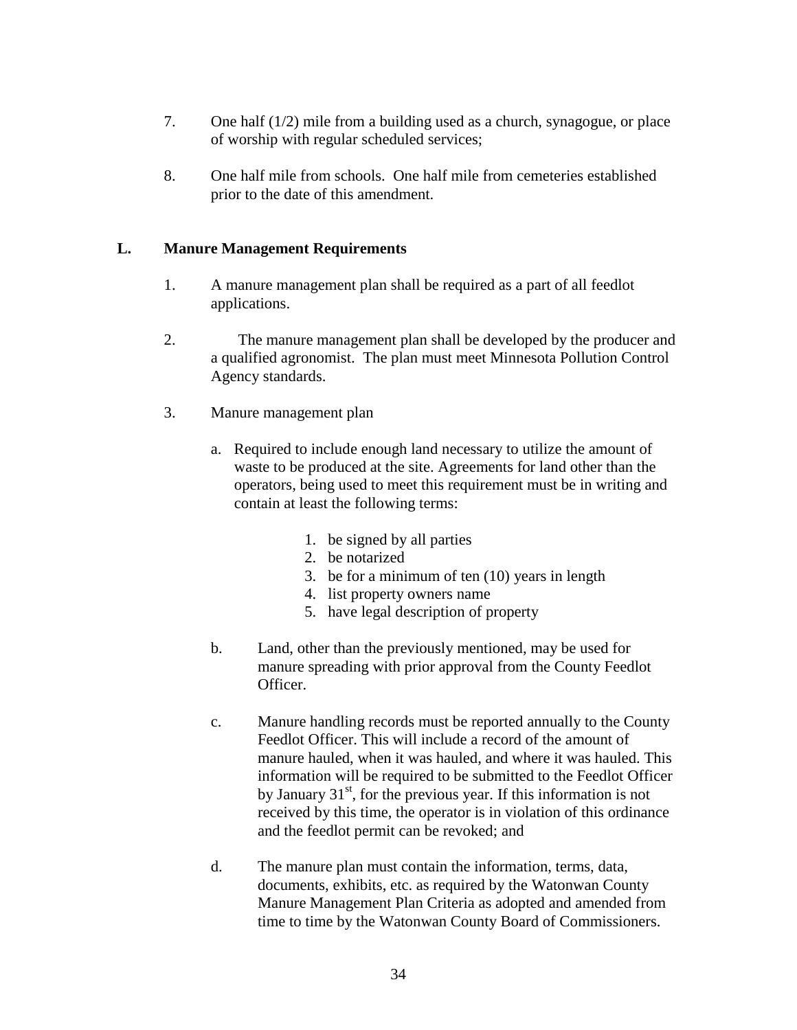7. One half (1/2) mile from a building used as a church, synagogue, or place of worship with regular scheduled services;

8. One half mile from schools. One half mile from cemeteries established prior to the date of this amendment.

**L. Manure Management Requirements**

1. A manure management plan shall be required as a part of all feedlot applications.

2. The manure management plan shall be developed by the producer and a qualified agronomist. The plan must meet Minnesota Pollution Control Agency standards.

3. Manure management plan

   a. Required to include enough land necessary to utilize the amount of waste to be produced at the site. Agreements for land other than the operators, being used to meet this requirement must be in writing and contain at least the following terms:

      1. be signed by all parties
      2. be notarized
      3. be for a minimum of ten (10) years in length
      4. list property owners name
      5. have legal description of property

   b. Land, other than the previously mentioned, may be used for manure spreading with prior approval from the County Feedlot Officer.

   c. Manure handling records must be reported annually to the County Feedlot Officer. This will include a record of the amount of manure hauled, when it was hauled, and where it was hauled. This information will be required to be submitted to the Feedlot Officer by January 31st, for the previous year. If this information is not received by this time, the operator is in violation of this ordinance and the feedlot permit can be revoked; and

   d. The manure plan must contain the information, terms, data, documents, exhibits, etc. as required by the Watonwan County Manure Management Plan Criteria as adopted and amended from time to time by the Watonwan County Board of Commissioners.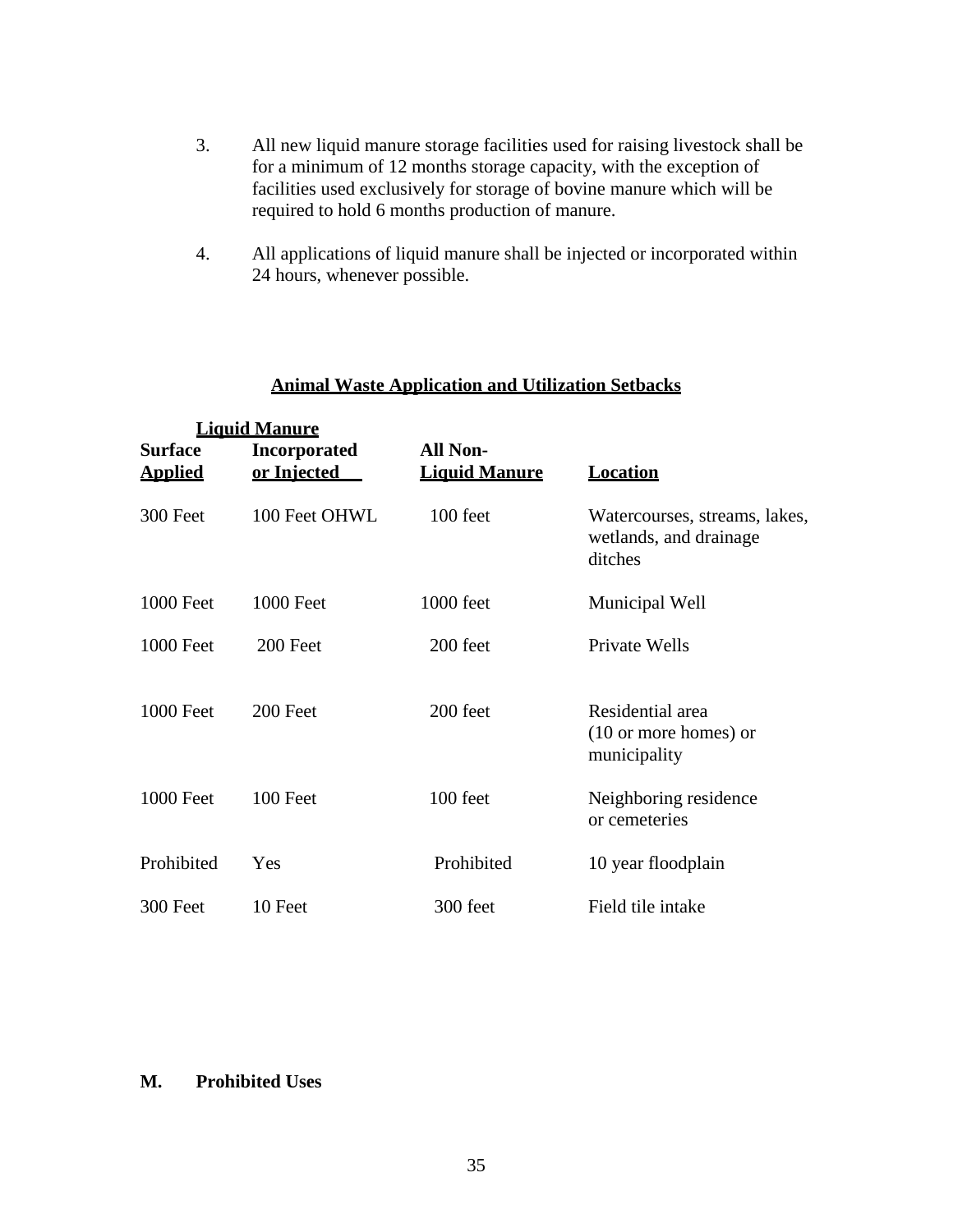3. All new liquid manure storage facilities used for raising livestock shall be for a minimum of 12 months storage capacity, with the exception of facilities used exclusively for storage of bovine manure which will be required to hold 6 months production of manure.

4. All applications of liquid manure shall be injected or incorporated within 24 hours, whenever possible.

**Animal Waste Application and Utilization Setbacks**

| Liquid Manure | | | |
|---|---|---|---|
| **Surface Applied** | **Incorporated or Injected** | **All Non-Liquid Manure** | **Location** |
| 300 Feet | 100 Feet OHWL | 100 feet | Watercourses, streams, lakes, wetlands, and drainage ditches |
| 1000 Feet | 1000 Feet | 1000 feet | Municipal Well |
| 1000 Feet | 200 Feet | 200 feet | Private Wells |
| 1000 Feet | 200 Feet | 200 feet | Residential area (10 or more homes) or municipality |
| 1000 Feet | 100 Feet | 100 feet | Neighboring residence or cemeteries |
| Prohibited | Yes | Prohibited | 10 year floodplain |
| 300 Feet | 10 Feet | 300 feet | Field tile intake |

**M. Prohibited Uses**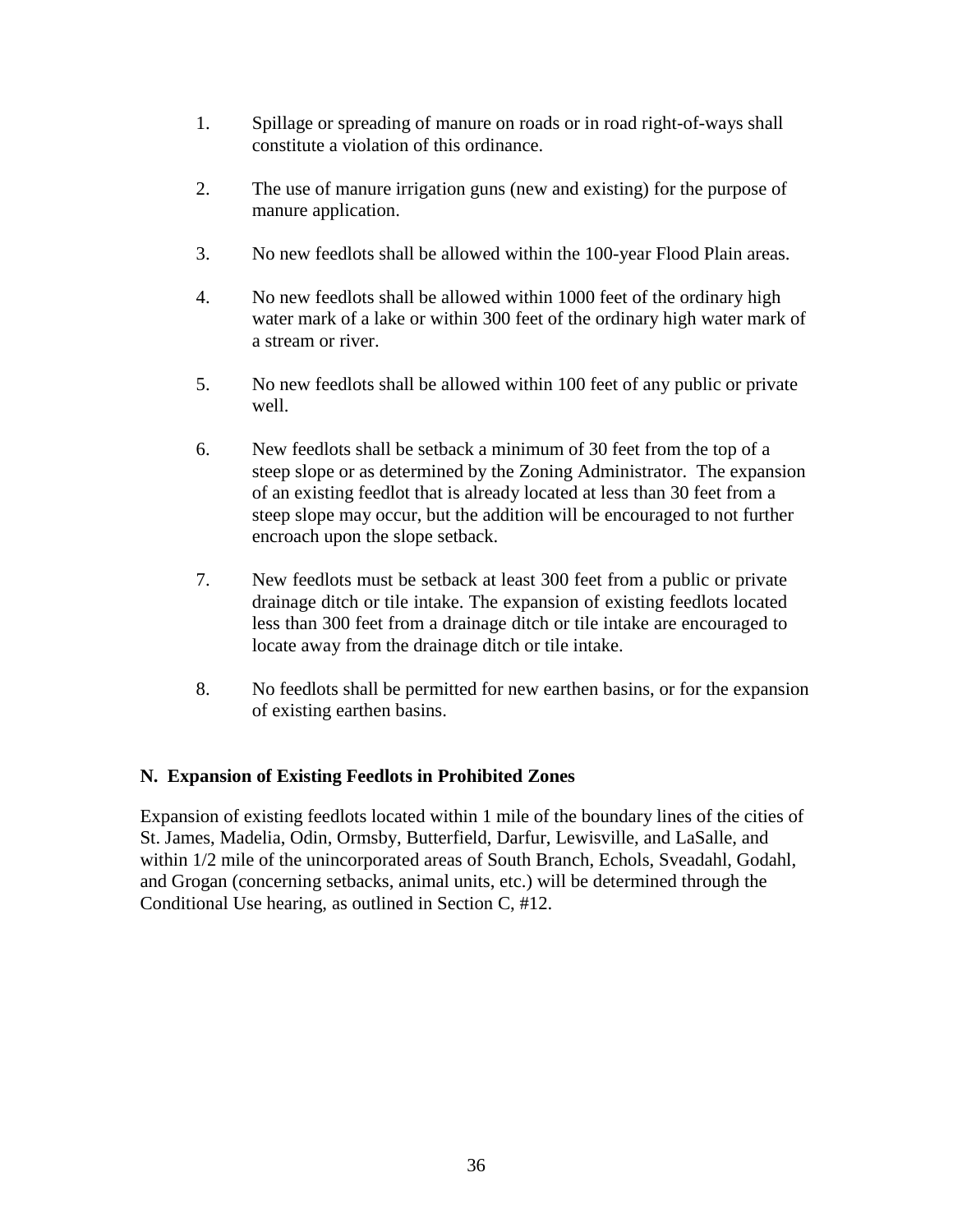1. Spillage or spreading of manure on roads or in road right-of-ways shall constitute a violation of this ordinance.

2. The use of manure irrigation guns (new and existing) for the purpose of manure application.

3. No new feedlots shall be allowed within the 100-year Flood Plain areas.

4. No new feedlots shall be allowed within 1000 feet of the ordinary high water mark of a lake or within 300 feet of the ordinary high water mark of a stream or river.

5. No new feedlots shall be allowed within 100 feet of any public or private well.

6. New feedlots shall be setback a minimum of 30 feet from the top of a steep slope or as determined by the Zoning Administrator. The expansion of an existing feedlot that is already located at less than 30 feet from a steep slope may occur, but the addition will be encouraged to not further encroach upon the slope setback.

7. New feedlots must be setback at least 300 feet from a public or private drainage ditch or tile intake. The expansion of existing feedlots located less than 300 feet from a drainage ditch or tile intake are encouraged to locate away from the drainage ditch or tile intake.

8. No feedlots shall be permitted for new earthen basins, or for the expansion of existing earthen basins.

**N. Expansion of Existing Feedlots in Prohibited Zones**

Expansion of existing feedlots located within 1 mile of the boundary lines of the cities of St. James, Madelia, Odin, Ormsby, Butterfield, Darfur, Lewisville, and LaSalle, and within 1/2 mile of the unincorporated areas of South Branch, Echols, Sveadahl, Godahl, and Grogan (concerning setbacks, animal units, etc.) will be determined through the Conditional Use hearing, as outlined in Section C, #12.